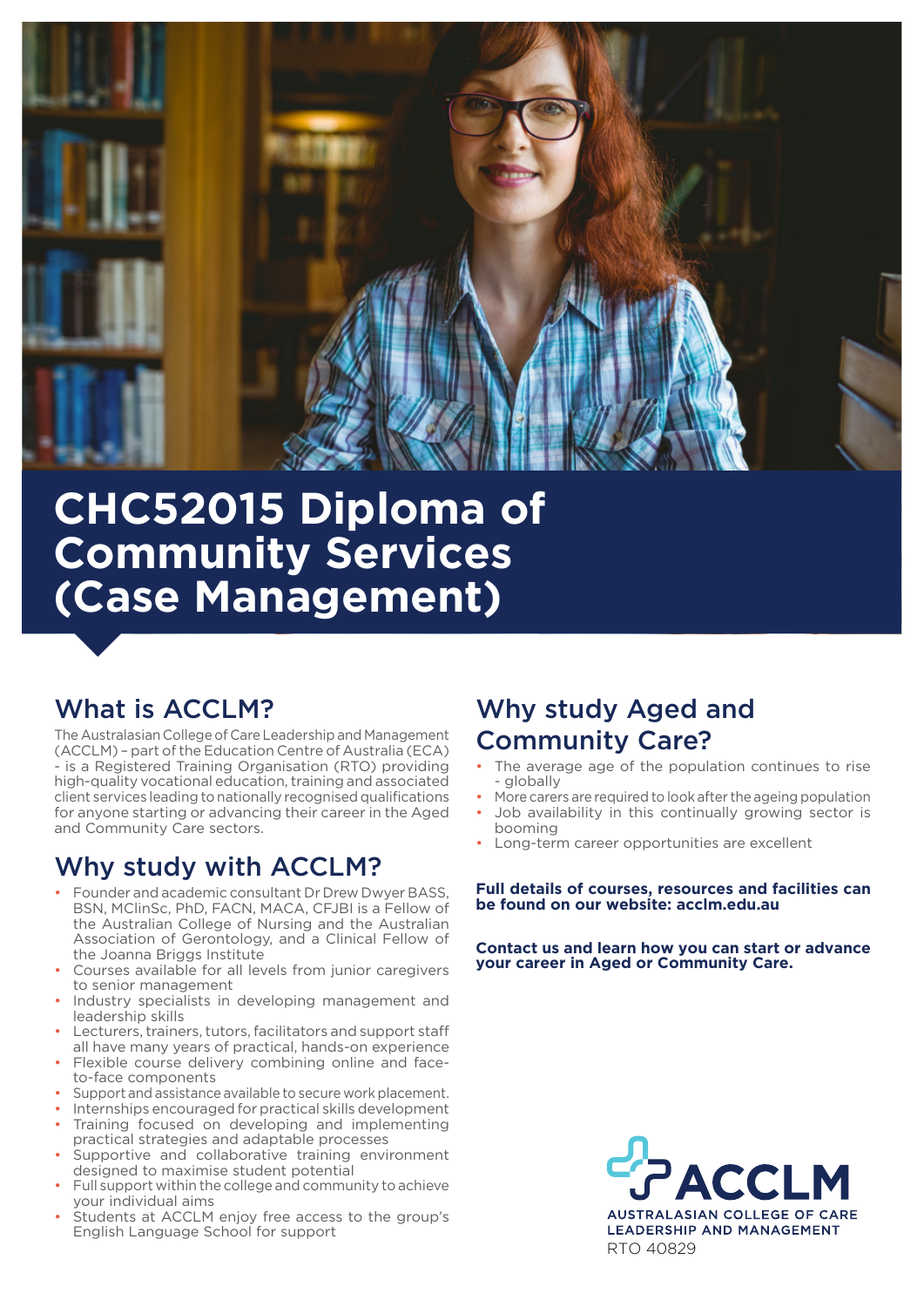# CHC52015 Diploma of Community Services (Case Management)

## What is ACCLM?

The Australasian College of Care Leadership and Management (ACCLM) – part of the Education Centre of Australia (ECA) - is a Registered Training Organisation (RTO) providing high-quality vocational education, training and associated client services leading to nationally recognised qualifications for anyone starting or advancing their career in the Aged and Community Care sectors.

## Why study with ACCLM?

- Founder and academic consultant Dr Drew Dwyer BASS, BSN, MClinSc, PhD, FACN, MACA, CFJBI is a Fellow of the Australian College of Nursing and the Australian Association of Gerontology, and a Clinical Fellow of the Joanna Briggs Institute
- Courses available for all levels from junior caregivers to senior management
- Industry specialists in developing management and leadership skills
- Lecturers, trainers, tutors, facilitators and support staff all have many years of practical, hands-on experience
- Flexible course delivery combining online and face-to-face components
- Support and assistance available to secure work placement.
- Internships encouraged for practical skills development
- Training focused on developing and implementing practical strategies and adaptable processes
- Supportive and collaborative training environment designed to maximise student potential
- Full support within the college and community to achieve your individual aims
- Students at ACCLM enjoy free access to the group's English Language School for support

## Why study Aged and Community Care?

- The average age of the population continues to rise - globally
- More carers are required to look after the ageing population
- Job availability in this continually growing sector is booming
- Long-term career opportunities are excellent

**Full details of courses, resources and facilities can be found on our website: acclm.edu.au**

**Contact us and learn how you can start or advance your career in Aged or Community Care.**

ACCLM
AUSTRALASIAN COLLEGE OF CARE LEADERSHIP AND MANAGEMENT
RTO 40829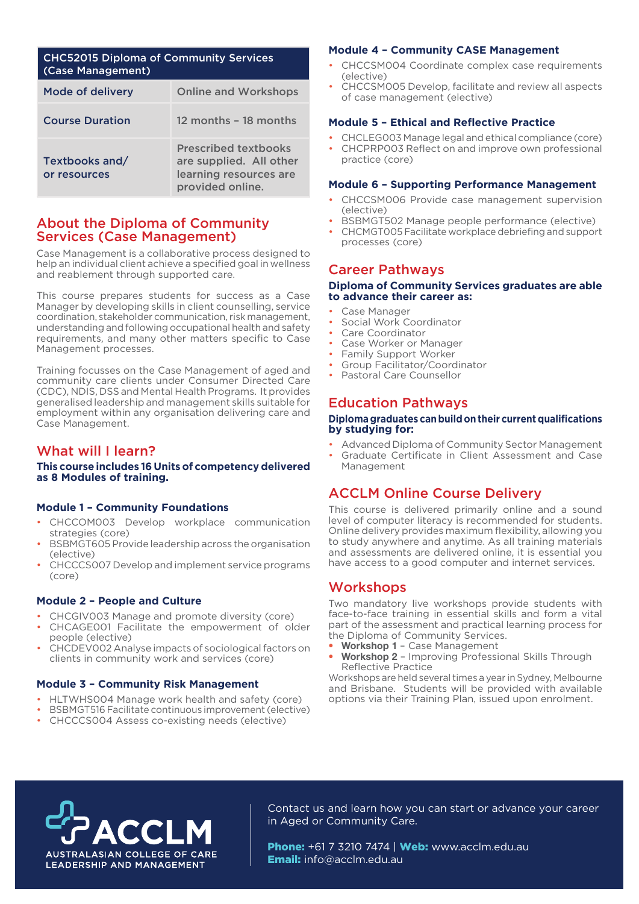| CHC52015 Diploma of Community Services (Case Management) | |
|---|---|
| Mode of delivery | Online and Workshops |
| Course Duration | 12 months – 18 months |
| Textbooks and/ or resources | Prescribed textbooks are supplied. All other learning resources are provided online. |

## About the Diploma of Community Services (Case Management)

Case Management is a collaborative process designed to help an individual client achieve a specified goal in wellness and reablement through supported care.

This course prepares students for success as a Case Manager by developing skills in client counselling, service coordination, stakeholder communication, risk management, understanding and following occupational health and safety requirements, and many other matters specific to Case Management processes.

Training focusses on the Case Management of aged and community care clients under Consumer Directed Care (CDC), NDIS, DSS and Mental Health Programs. It provides generalised leadership and management skills suitable for employment within any organisation delivering care and Case Management.

## What will I learn?

**This course includes 16 Units of competency delivered as 8 Modules of training.**

### Module 1 – Community Foundations

- CHCCOM003 Develop workplace communication strategies (core)
- BSBMGT605 Provide leadership across the organisation (elective)
- CHCCCS007 Develop and implement service programs (core)

### Module 2 – People and Culture

- CHCGIV003 Manage and promote diversity (core)
- CHCAGE001 Facilitate the empowerment of older people (elective)
- CHCDEV002 Analyse impacts of sociological factors on clients in community work and services (core)

### Module 3 – Community Risk Management

- HLTWHS004 Manage work health and safety (core)
- BSBMGT516 Facilitate continuous improvement (elective)
- CHCCCS004 Assess co-existing needs (elective)

### Module 4 – Community CASE Management

- CHCCSM004 Coordinate complex case requirements (elective)
- CHCCSM005 Develop, facilitate and review all aspects of case management (elective)

### Module 5 – Ethical and Reflective Practice

- CHCLEG003 Manage legal and ethical compliance (core)
- CHCPRP003 Reflect on and improve own professional practice (core)

### Module 6 – Supporting Performance Management

- CHCCSM006 Provide case management supervision (elective)
- BSBMGT502 Manage people performance (elective)
- CHCMGT005 Facilitate workplace debriefing and support processes (core)

## Career Pathways

**Diploma of Community Services graduates are able to advance their career as:**

- Case Manager
- Social Work Coordinator
- Care Coordinator
- Case Worker or Manager
- Family Support Worker
- Group Facilitator/Coordinator
- Pastoral Care Counsellor

## Education Pathways

**Diploma graduates can build on their current qualifications by studying for:**

- Advanced Diploma of Community Sector Management
- Graduate Certificate in Client Assessment and Case Management

## ACCLM Online Course Delivery

This course is delivered primarily online and a sound level of computer literacy is recommended for students. Online delivery provides maximum flexibility, allowing you to study anywhere and anytime. As all training materials and assessments are delivered online, it is essential you have access to a good computer and internet services.

## Workshops

Two mandatory live workshops provide students with face-to-face training in essential skills and form a vital part of the assessment and practical learning process for the Diploma of Community Services.

- **Workshop 1** – Case Management
- **Workshop 2** – Improving Professional Skills Through Reflective Practice

Workshops are held several times a year in Sydney, Melbourne and Brisbane. Students will be provided with available options via their Training Plan, issued upon enrolment.

ACCLM
AUSTRALASIAN COLLEGE OF CARE LEADERSHIP AND MANAGEMENT

Contact us and learn how you can start or advance your career in Aged or Community Care.

**Phone:** +61 7 3210 7474 | **Web:** www.acclm.edu.au
**Email:** info@acclm.edu.au